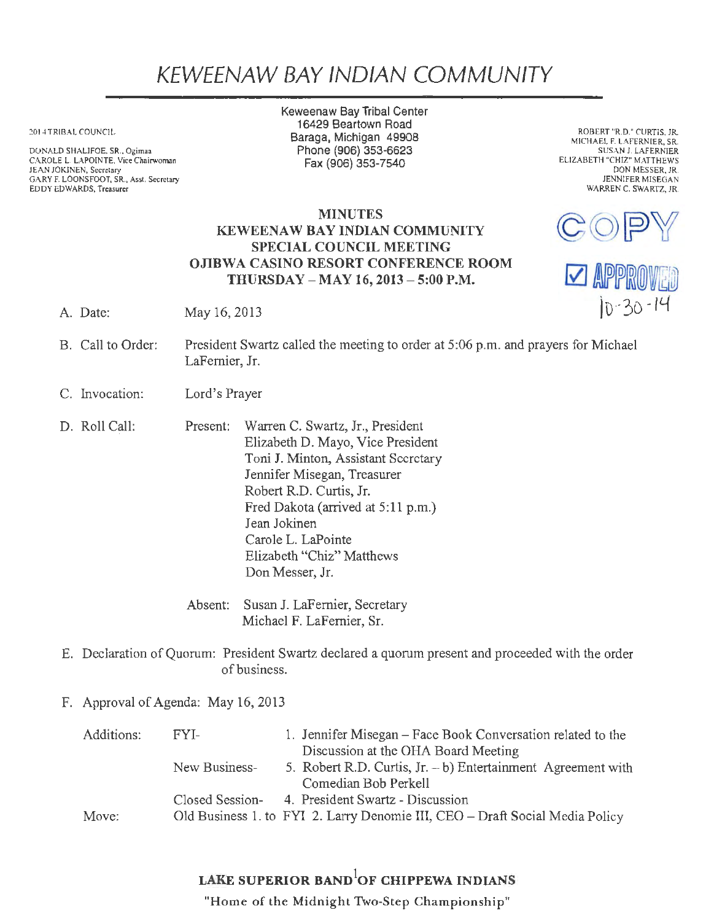# KEWEENAW BAY INDIAN COMMUNITY

2014 TRIBAL COUNCIL

DONALD SHALIFOE, SR., Ogimaa
CAROLE L. LAPOINTE, Vice Chairwoman
JEAN JOKINEN, Secretary
GARY F. LOONSFOOT, SR., Asst. Secretary
EDDY EDWARDS, Treasurer

Keweenaw Bay Tribal Center
16429 Beartown Road
Baraga, Michigan 49908
Phone (906) 353-6623
Fax (906) 353-7540

ROBERT "R.D." CURTIS, JR.
MICHAEL F. LAFERNIER, SR.
SUSAN J. LAFERNIER
ELIZABETH "CHIZ" MATTHEWS
DON MESSER, JR.
JENNIFER MISEGAN
WARREN C. SWARTZ, JR.

COPY

☑ APPROVED
10-30-14

**MINUTES**
**KEWEENAW BAY INDIAN COMMUNITY**
**SPECIAL COUNCIL MEETING**
**OJIBWA CASINO RESORT CONFERENCE ROOM**
**THURSDAY – MAY 16, 2013 – 5:00 P.M.**

A. Date: May 16, 2013

B. Call to Order: President Swartz called the meeting to order at 5:06 p.m. and prayers for Michael LaFernier, Jr.

C. Invocation: Lord's Prayer

D. Roll Call: Present:
Warren C. Swartz, Jr., President
Elizabeth D. Mayo, Vice President
Toni J. Minton, Assistant Secretary
Jennifer Misegan, Treasurer
Robert R.D. Curtis, Jr.
Fred Dakota (arrived at 5:11 p.m.)
Jean Jokinen
Carole L. LaPointe
Elizabeth "Chiz" Matthews
Don Messer, Jr.

Absent:
Susan J. LaFernier, Secretary
Michael F. LaFernier, Sr.

E. Declaration of Quorum: President Swartz declared a quorum present and proceeded with the order of business.

F. Approval of Agenda: May 16, 2013

Additions:
- FYI- 1. Jennifer Misegan – Face Book Conversation related to the Discussion at the OHA Board Meeting
- New Business- 5. Robert R.D. Curtis, Jr. – b) Entertainment Agreement with Comedian Bob Perkell
- Closed Session- 4. President Swartz - Discussion

Move: Old Business 1. to FYI 2. Larry Denomie III, CEO – Draft Social Media Policy

**LAKE SUPERIOR BAND OF CHIPPEWA INDIANS**

"Home of the Midnight Two-Step Championship"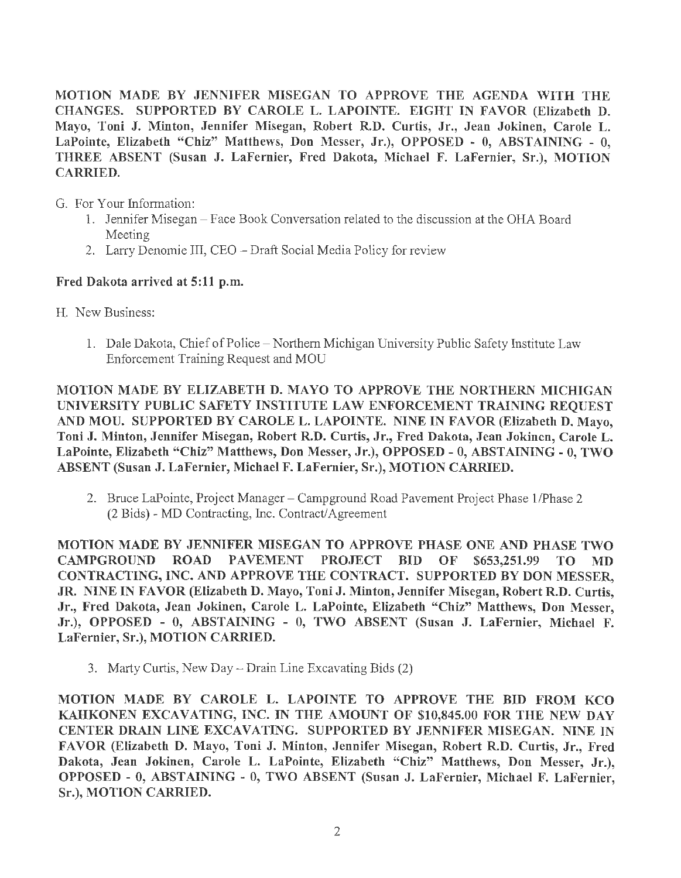**MOTION MADE BY JENNIFER MISEGAN TO APPROVE THE AGENDA WITH THE CHANGES. SUPPORTED BY CAROLE L. LAPOINTE. EIGHT IN FAVOR (Elizabeth D. Mayo, Toni J. Minton, Jennifer Misegan, Robert R.D. Curtis, Jr., Jean Jokinen, Carole L. LaPointe, Elizabeth "Chiz" Matthews, Don Messer, Jr.), OPPOSED - 0, ABSTAINING - 0, THREE ABSENT (Susan J. LaFernier, Fred Dakota, Michael F. LaFernier, Sr.), MOTION CARRIED.**

G. For Your Information:
   1. Jennifer Misegan – Face Book Conversation related to the discussion at the OHA Board Meeting
   2. Larry Denomie III, CEO – Draft Social Media Policy for review

**Fred Dakota arrived at 5:11 p.m.**

H. New Business:

   1. Dale Dakota, Chief of Police – Northern Michigan University Public Safety Institute Law Enforcement Training Request and MOU

**MOTION MADE BY ELIZABETH D. MAYO TO APPROVE THE NORTHERN MICHIGAN UNIVERSITY PUBLIC SAFETY INSTITUTE LAW ENFORCEMENT TRAINING REQUEST AND MOU. SUPPORTED BY CAROLE L. LAPOINTE. NINE IN FAVOR (Elizabeth D. Mayo, Toni J. Minton, Jennifer Misegan, Robert R.D. Curtis, Jr., Fred Dakota, Jean Jokinen, Carole L. LaPointe, Elizabeth "Chiz" Matthews, Don Messer, Jr.), OPPOSED - 0, ABSTAINING - 0, TWO ABSENT (Susan J. LaFernier, Michael F. LaFernier, Sr.), MOTION CARRIED.**

   2. Bruce LaPointe, Project Manager – Campground Road Pavement Project Phase 1/Phase 2 (2 Bids) - MD Contracting, Inc. Contract/Agreement

**MOTION MADE BY JENNIFER MISEGAN TO APPROVE PHASE ONE AND PHASE TWO CAMPGROUND ROAD PAVEMENT PROJECT BID OF $653,251.99 TO MD CONTRACTING, INC. AND APPROVE THE CONTRACT. SUPPORTED BY DON MESSER, JR. NINE IN FAVOR (Elizabeth D. Mayo, Toni J. Minton, Jennifer Misegan, Robert R.D. Curtis, Jr., Fred Dakota, Jean Jokinen, Carole L. LaPointe, Elizabeth "Chiz" Matthews, Don Messer, Jr.), OPPOSED - 0, ABSTAINING - 0, TWO ABSENT (Susan J. LaFernier, Michael F. LaFernier, Sr.), MOTION CARRIED.**

   3. Marty Curtis, New Day – Drain Line Excavating Bids (2)

**MOTION MADE BY CAROLE L. LAPOINTE TO APPROVE THE BID FROM KCO KAHKONEN EXCAVATING, INC. IN THE AMOUNT OF $10,845.00 FOR THE NEW DAY CENTER DRAIN LINE EXCAVATING. SUPPORTED BY JENNIFER MISEGAN. NINE IN FAVOR (Elizabeth D. Mayo, Toni J. Minton, Jennifer Misegan, Robert R.D. Curtis, Jr., Fred Dakota, Jean Jokinen, Carole L. LaPointe, Elizabeth "Chiz" Matthews, Don Messer, Jr.), OPPOSED - 0, ABSTAINING - 0, TWO ABSENT (Susan J. LaFernier, Michael F. LaFernier, Sr.), MOTION CARRIED.**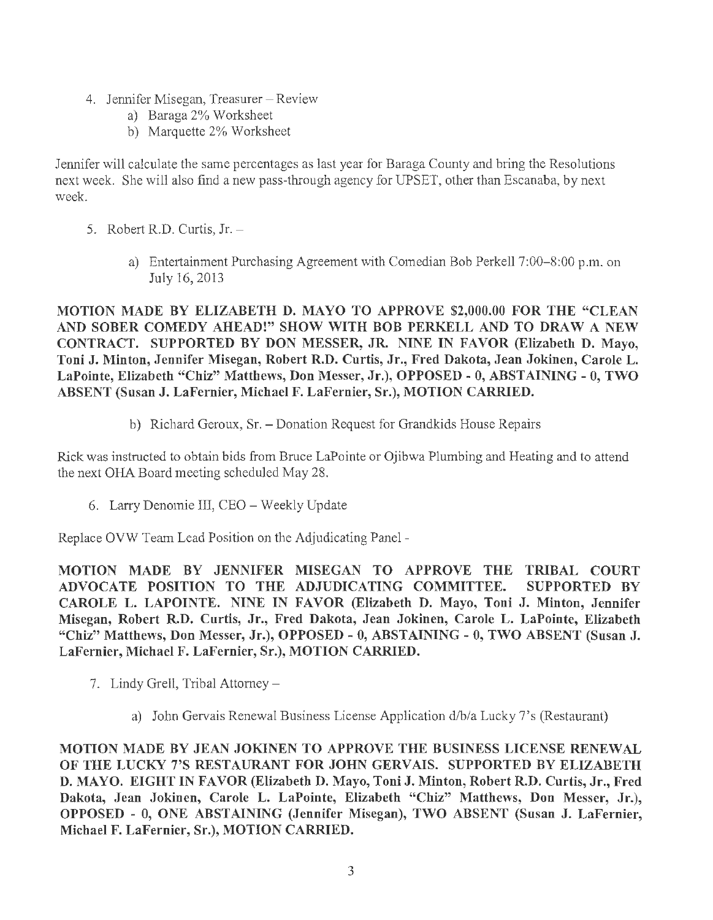4. Jennifer Misegan, Treasurer – Review
    a) Baraga 2% Worksheet
    b) Marquette 2% Worksheet

Jennifer will calculate the same percentages as last year for Baraga County and bring the Resolutions next week. She will also find a new pass-through agency for UPSET, other than Escanaba, by next week.

5. Robert R.D. Curtis, Jr. –
    a) Entertainment Purchasing Agreement with Comedian Bob Perkell 7:00–8:00 p.m. on July 16, 2013

**MOTION MADE BY ELIZABETH D. MAYO TO APPROVE $2,000.00 FOR THE "CLEAN AND SOBER COMEDY AHEAD!" SHOW WITH BOB PERKELL AND TO DRAW A NEW CONTRACT. SUPPORTED BY DON MESSER, JR. NINE IN FAVOR (Elizabeth D. Mayo, Toni J. Minton, Jennifer Misegan, Robert R.D. Curtis, Jr., Fred Dakota, Jean Jokinen, Carole L. LaPointe, Elizabeth "Chiz" Matthews, Don Messer, Jr.), OPPOSED - 0, ABSTAINING - 0, TWO ABSENT (Susan J. LaFernier, Michael F. LaFernier, Sr.), MOTION CARRIED.**

    b) Richard Geroux, Sr. – Donation Request for Grandkids House Repairs

Rick was instructed to obtain bids from Bruce LaPointe or Ojibwa Plumbing and Heating and to attend the next OHA Board meeting scheduled May 28.

6. Larry Denomie III, CEO – Weekly Update

Replace OVW Team Lead Position on the Adjudicating Panel -

**MOTION MADE BY JENNIFER MISEGAN TO APPROVE THE TRIBAL COURT ADVOCATE POSITION TO THE ADJUDICATING COMMITTEE. SUPPORTED BY CAROLE L. LAPOINTE. NINE IN FAVOR (Elizabeth D. Mayo, Toni J. Minton, Jennifer Misegan, Robert R.D. Curtis, Jr., Fred Dakota, Jean Jokinen, Carole L. LaPointe, Elizabeth "Chiz" Matthews, Don Messer, Jr.), OPPOSED - 0, ABSTAINING - 0, TWO ABSENT (Susan J. LaFernier, Michael F. LaFernier, Sr.), MOTION CARRIED.**

7. Lindy Grell, Tribal Attorney –
    a) John Gervais Renewal Business License Application d/b/a Lucky 7's (Restaurant)

**MOTION MADE BY JEAN JOKINEN TO APPROVE THE BUSINESS LICENSE RENEWAL OF THE LUCKY 7'S RESTAURANT FOR JOHN GERVAIS. SUPPORTED BY ELIZABETH D. MAYO. EIGHT IN FAVOR (Elizabeth D. Mayo, Toni J. Minton, Robert R.D. Curtis, Jr., Fred Dakota, Jean Jokinen, Carole L. LaPointe, Elizabeth "Chiz" Matthews, Don Messer, Jr.), OPPOSED - 0, ONE ABSTAINING (Jennifer Misegan), TWO ABSENT (Susan J. LaFernier, Michael F. LaFernier, Sr.), MOTION CARRIED.**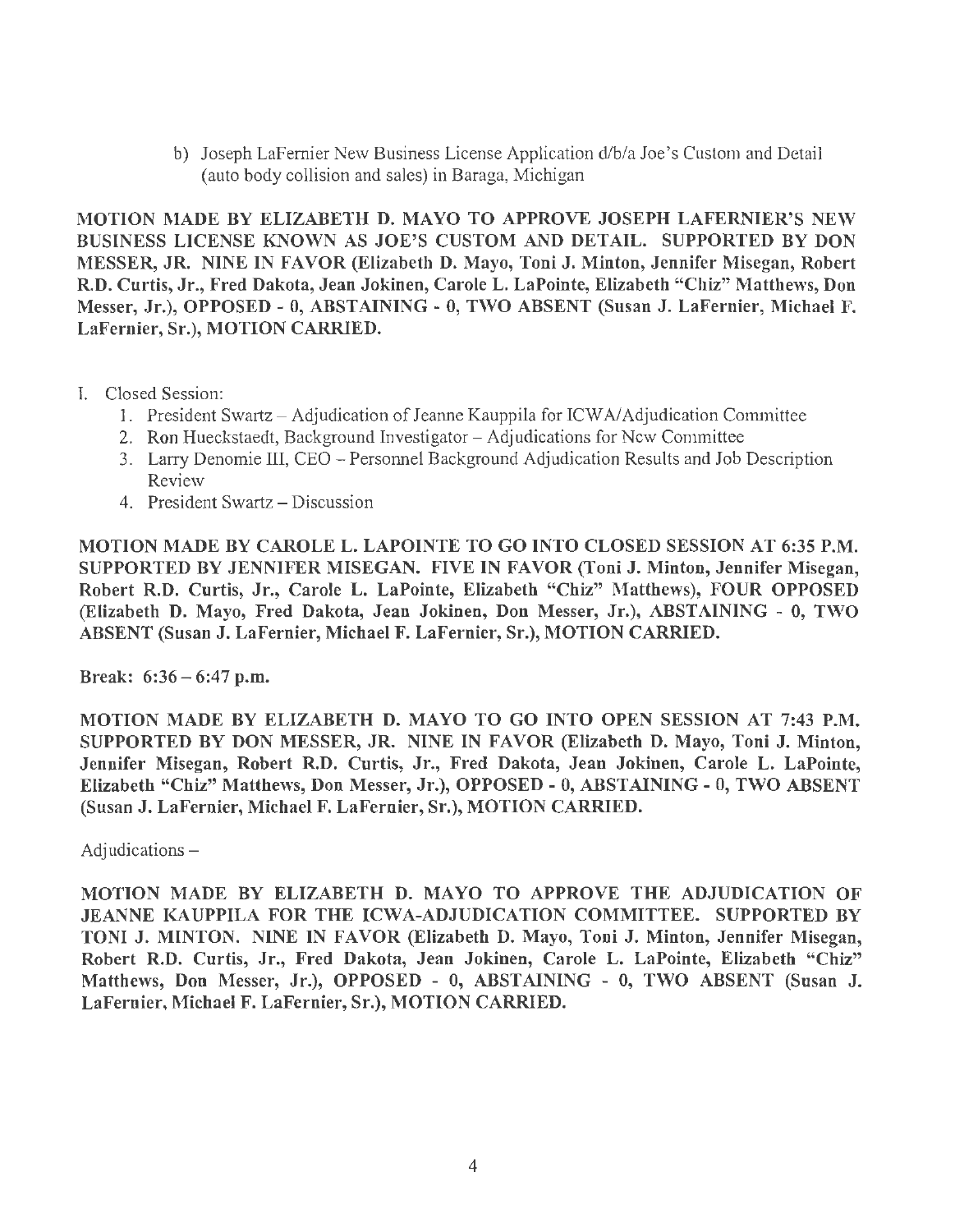b) Joseph LaFernier New Business License Application d/b/a Joe's Custom and Detail (auto body collision and sales) in Baraga, Michigan

**MOTION MADE BY ELIZABETH D. MAYO TO APPROVE JOSEPH LAFERNIER'S NEW BUSINESS LICENSE KNOWN AS JOE'S CUSTOM AND DETAIL. SUPPORTED BY DON MESSER, JR. NINE IN FAVOR (Elizabeth D. Mayo, Toni J. Minton, Jennifer Misegan, Robert R.D. Curtis, Jr., Fred Dakota, Jean Jokinen, Carole L. LaPointe, Elizabeth "Chiz" Matthews, Don Messer, Jr.), OPPOSED - 0, ABSTAINING - 0, TWO ABSENT (Susan J. LaFernier, Michael F. LaFernier, Sr.), MOTION CARRIED.**

I. Closed Session:
   1. President Swartz – Adjudication of Jeanne Kauppila for ICWA/Adjudication Committee
   2. Ron Hueckstaedt, Background Investigator – Adjudications for New Committee
   3. Larry Denomie III, CEO – Personnel Background Adjudication Results and Job Description Review
   4. President Swartz – Discussion

**MOTION MADE BY CAROLE L. LAPOINTE TO GO INTO CLOSED SESSION AT 6:35 P.M. SUPPORTED BY JENNIFER MISEGAN. FIVE IN FAVOR (Toni J. Minton, Jennifer Misegan, Robert R.D. Curtis, Jr., Carole L. LaPointe, Elizabeth "Chiz" Matthews), FOUR OPPOSED (Elizabeth D. Mayo, Fred Dakota, Jean Jokinen, Don Messer, Jr.), ABSTAINING - 0, TWO ABSENT (Susan J. LaFernier, Michael F. LaFernier, Sr.), MOTION CARRIED.**

**Break: 6:36 – 6:47 p.m.**

**MOTION MADE BY ELIZABETH D. MAYO TO GO INTO OPEN SESSION AT 7:43 P.M. SUPPORTED BY DON MESSER, JR. NINE IN FAVOR (Elizabeth D. Mayo, Toni J. Minton, Jennifer Misegan, Robert R.D. Curtis, Jr., Fred Dakota, Jean Jokinen, Carole L. LaPointe, Elizabeth "Chiz" Matthews, Don Messer, Jr.), OPPOSED - 0, ABSTAINING - 0, TWO ABSENT (Susan J. LaFernier, Michael F. LaFernier, Sr.), MOTION CARRIED.**

Adjudications –

**MOTION MADE BY ELIZABETH D. MAYO TO APPROVE THE ADJUDICATION OF JEANNE KAUPPILA FOR THE ICWA-ADJUDICATION COMMITTEE. SUPPORTED BY TONI J. MINTON. NINE IN FAVOR (Elizabeth D. Mayo, Toni J. Minton, Jennifer Misegan, Robert R.D. Curtis, Jr., Fred Dakota, Jean Jokinen, Carole L. LaPointe, Elizabeth "Chiz" Matthews, Don Messer, Jr.), OPPOSED - 0, ABSTAINING - 0, TWO ABSENT (Susan J. LaFernier, Michael F. LaFernier, Sr.), MOTION CARRIED.**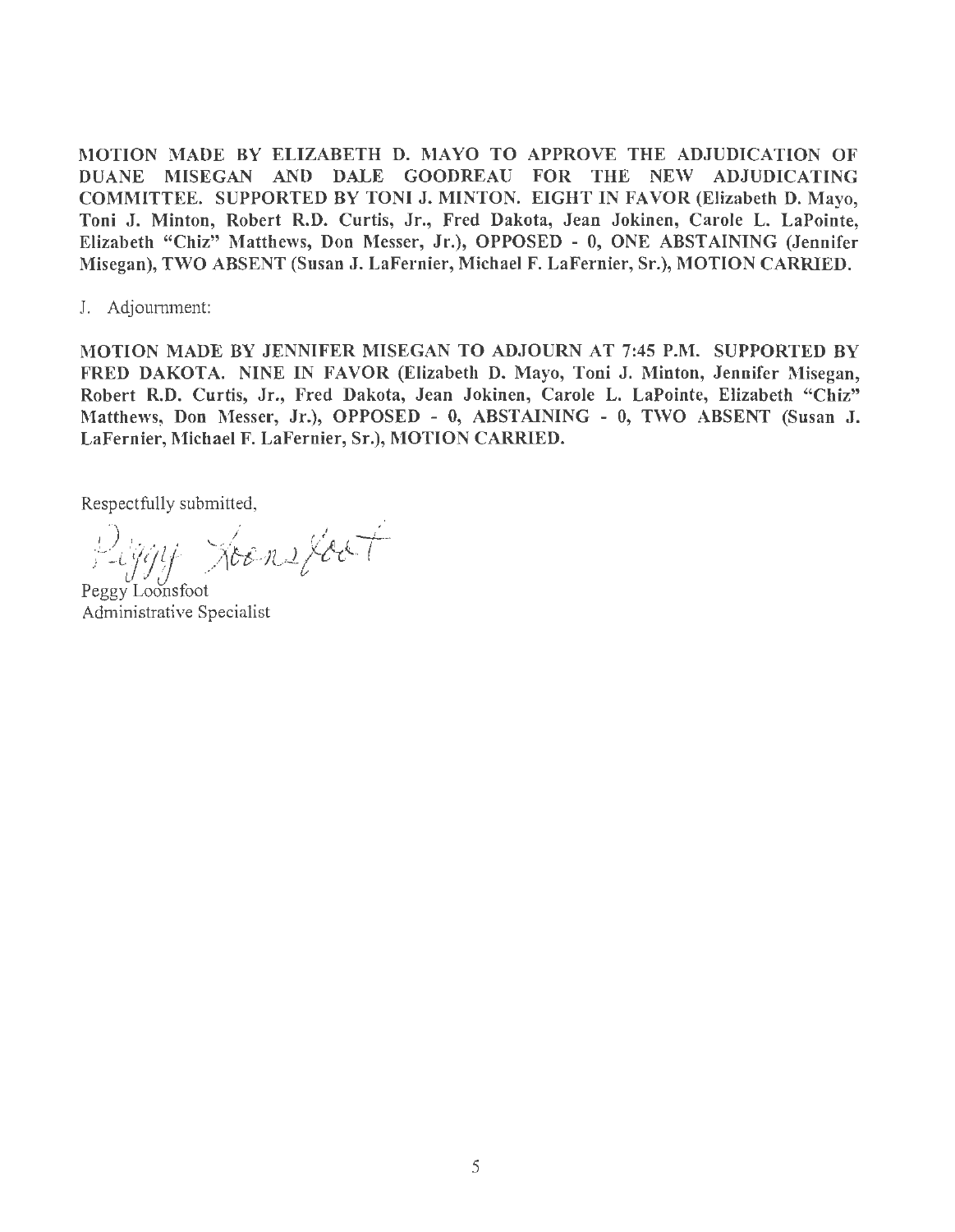**MOTION MADE BY ELIZABETH D. MAYO TO APPROVE THE ADJUDICATION OF DUANE MISEGAN AND DALE GOODREAU FOR THE NEW ADJUDICATING COMMITTEE. SUPPORTED BY TONI J. MINTON. EIGHT IN FAVOR (Elizabeth D. Mayo, Toni J. Minton, Robert R.D. Curtis, Jr., Fred Dakota, Jean Jokinen, Carole L. LaPointe, Elizabeth "Chiz" Matthews, Don Messer, Jr.), OPPOSED - 0, ONE ABSTAINING (Jennifer Misegan), TWO ABSENT (Susan J. LaFernier, Michael F. LaFernier, Sr.), MOTION CARRIED.**

J. Adjournment:

**MOTION MADE BY JENNIFER MISEGAN TO ADJOURN AT 7:45 P.M. SUPPORTED BY FRED DAKOTA. NINE IN FAVOR (Elizabeth D. Mayo, Toni J. Minton, Jennifer Misegan, Robert R.D. Curtis, Jr., Fred Dakota, Jean Jokinen, Carole L. LaPointe, Elizabeth "Chiz" Matthews, Don Messer, Jr.), OPPOSED - 0, ABSTAINING - 0, TWO ABSENT (Susan J. LaFernier, Michael F. LaFernier, Sr.), MOTION CARRIED.**

Respectfully submitted,

Peggy Loonsfoot

Peggy Loonsfoot
Administrative Specialist